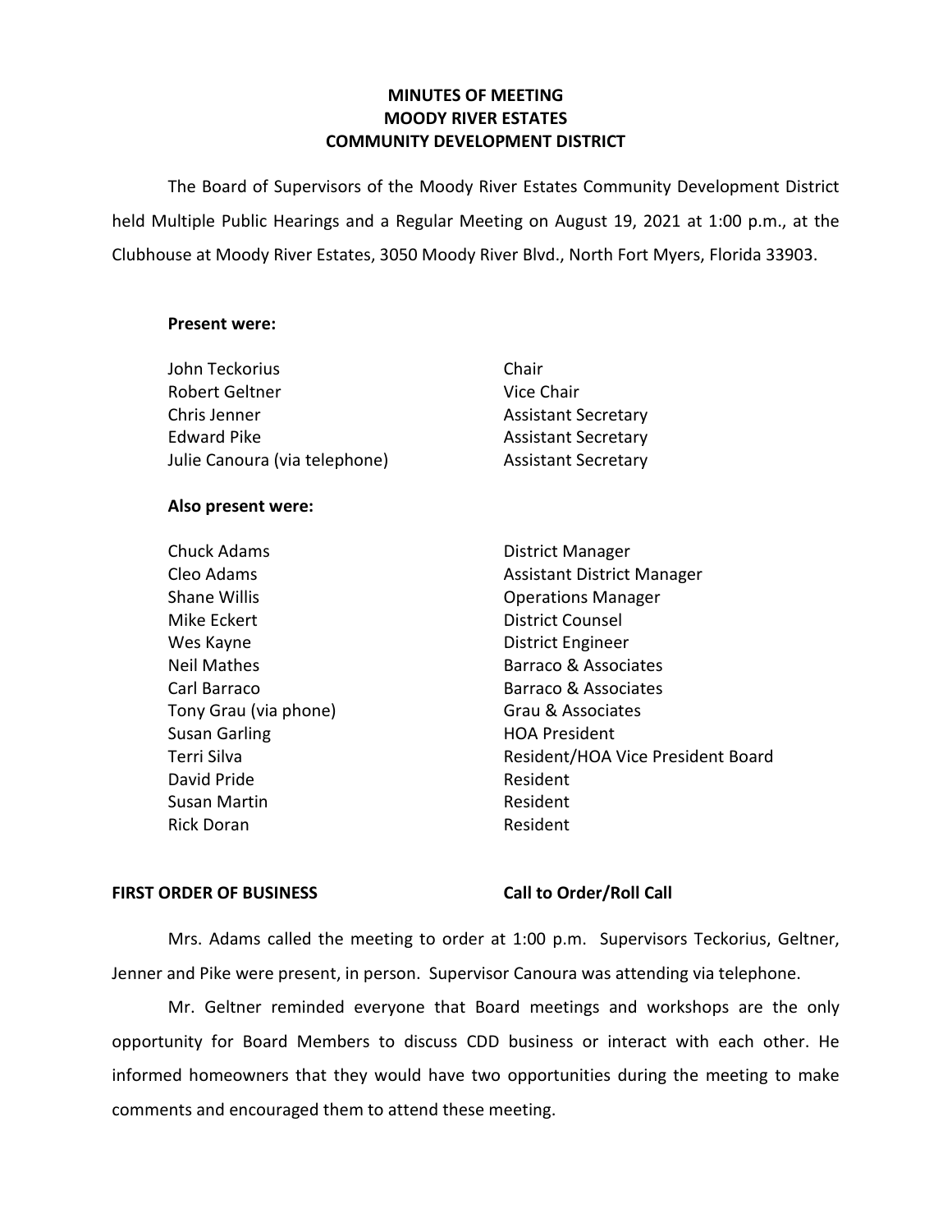# MINUTES OF MEETING
# MOODY RIVER ESTATES
# COMMUNITY DEVELOPMENT DISTRICT

The Board of Supervisors of the Moody River Estates Community Development District held Multiple Public Hearings and a Regular Meeting on August 19, 2021 at 1:00 p.m., at the Clubhouse at Moody River Estates, 3050 Moody River Blvd., North Fort Myers, Florida 33903.

**Present were:**

| | |
|---|---|
| John Teckorius | Chair |
| Robert Geltner | Vice Chair |
| Chris Jenner | Assistant Secretary |
| Edward Pike | Assistant Secretary |
| Julie Canoura (via telephone) | Assistant Secretary |

**Also present were:**

| | |
|---|---|
| Chuck Adams | District Manager |
| Cleo Adams | Assistant District Manager |
| Shane Willis | Operations Manager |
| Mike Eckert | District Counsel |
| Wes Kayne | District Engineer |
| Neil Mathes | Barraco & Associates |
| Carl Barraco | Barraco & Associates |
| Tony Grau (via phone) | Grau & Associates |
| Susan Garling | HOA President |
| Terri Silva | Resident/HOA Vice President Board |
| David Pride | Resident |
| Susan Martin | Resident |
| Rick Doran | Resident |

**FIRST ORDER OF BUSINESS** **Call to Order/Roll Call**

Mrs. Adams called the meeting to order at 1:00 p.m. Supervisors Teckorius, Geltner, Jenner and Pike were present, in person. Supervisor Canoura was attending via telephone.

Mr. Geltner reminded everyone that Board meetings and workshops are the only opportunity for Board Members to discuss CDD business or interact with each other. He informed homeowners that they would have two opportunities during the meeting to make comments and encouraged them to attend these meeting.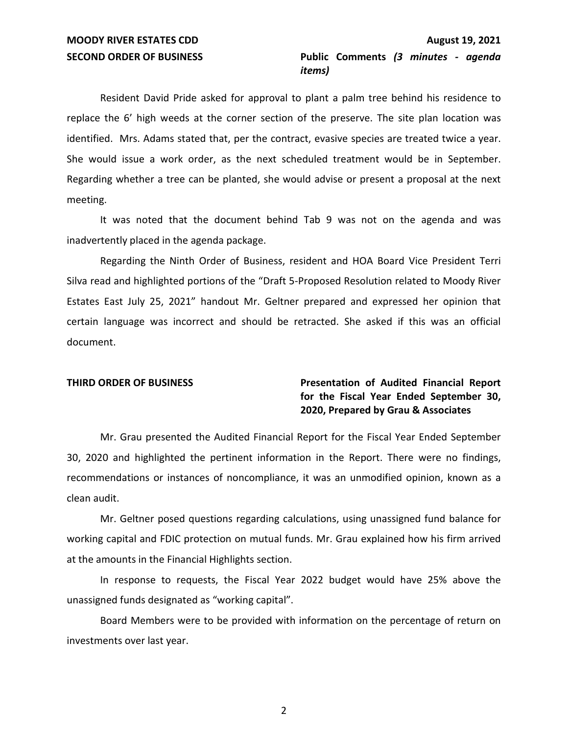**MOODY RIVER ESTATES CDD** **August 19, 2021**

**SECOND ORDER OF BUSINESS** **Public Comments** ***(3 minutes - agenda items)***

Resident David Pride asked for approval to plant a palm tree behind his residence to replace the 6' high weeds at the corner section of the preserve. The site plan location was identified. Mrs. Adams stated that, per the contract, evasive species are treated twice a year. She would issue a work order, as the next scheduled treatment would be in September. Regarding whether a tree can be planted, she would advise or present a proposal at the next meeting.

It was noted that the document behind Tab 9 was not on the agenda and was inadvertently placed in the agenda package.

Regarding the Ninth Order of Business, resident and HOA Board Vice President Terri Silva read and highlighted portions of the "Draft 5-Proposed Resolution related to Moody River Estates East July 25, 2021" handout Mr. Geltner prepared and expressed her opinion that certain language was incorrect and should be retracted. She asked if this was an official document.

**THIRD ORDER OF BUSINESS** **Presentation of Audited Financial Report for the Fiscal Year Ended September 30, 2020, Prepared by Grau & Associates**

Mr. Grau presented the Audited Financial Report for the Fiscal Year Ended September 30, 2020 and highlighted the pertinent information in the Report. There were no findings, recommendations or instances of noncompliance, it was an unmodified opinion, known as a clean audit.

Mr. Geltner posed questions regarding calculations, using unassigned fund balance for working capital and FDIC protection on mutual funds. Mr. Grau explained how his firm arrived at the amounts in the Financial Highlights section.

In response to requests, the Fiscal Year 2022 budget would have 25% above the unassigned funds designated as "working capital".

Board Members were to be provided with information on the percentage of return on investments over last year.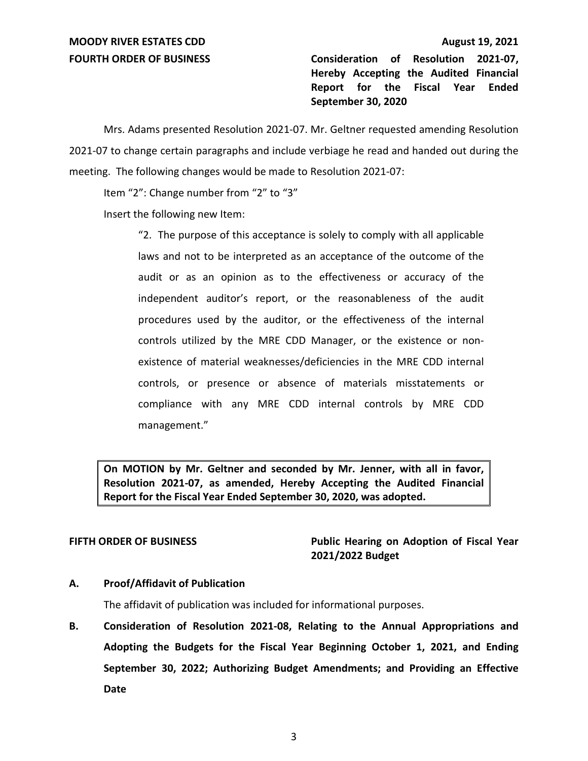**MOODY RIVER ESTATES CDD** **August 19, 2021**

**FOURTH ORDER OF BUSINESS** **Consideration of Resolution 2021-07, Hereby Accepting the Audited Financial Report for the Fiscal Year Ended September 30, 2020**

Mrs. Adams presented Resolution 2021-07. Mr. Geltner requested amending Resolution 2021-07 to change certain paragraphs and include verbiage he read and handed out during the meeting. The following changes would be made to Resolution 2021-07:

Item "2": Change number from "2" to "3"

Insert the following new Item:

> "2. The purpose of this acceptance is solely to comply with all applicable laws and not to be interpreted as an acceptance of the outcome of the audit or as an opinion as to the effectiveness or accuracy of the independent auditor's report, or the reasonableness of the audit procedures used by the auditor, or the effectiveness of the internal controls utilized by the MRE CDD Manager, or the existence or non-existence of material weaknesses/deficiencies in the MRE CDD internal controls, or presence or absence of materials misstatements or compliance with any MRE CDD internal controls by MRE CDD management."

**On MOTION by Mr. Geltner and seconded by Mr. Jenner, with all in favor, Resolution 2021-07, as amended, Hereby Accepting the Audited Financial Report for the Fiscal Year Ended September 30, 2020, was adopted.**

**FIFTH ORDER OF BUSINESS** **Public Hearing on Adoption of Fiscal Year 2021/2022 Budget**

**A. Proof/Affidavit of Publication**

The affidavit of publication was included for informational purposes.

**B. Consideration of Resolution 2021-08, Relating to the Annual Appropriations and Adopting the Budgets for the Fiscal Year Beginning October 1, 2021, and Ending September 30, 2022; Authorizing Budget Amendments; and Providing an Effective Date**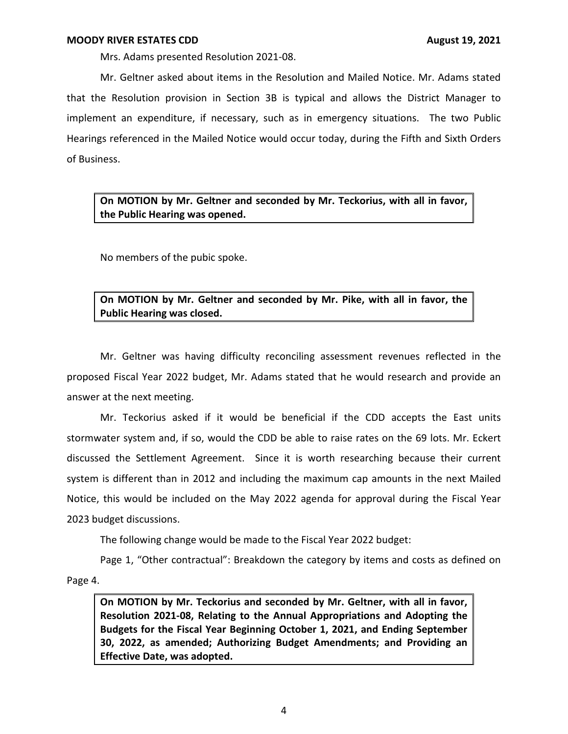Mrs. Adams presented Resolution 2021-08.

Mr. Geltner asked about items in the Resolution and Mailed Notice. Mr. Adams stated that the Resolution provision in Section 3B is typical and allows the District Manager to implement an expenditure, if necessary, such as in emergency situations. The two Public Hearings referenced in the Mailed Notice would occur today, during the Fifth and Sixth Orders of Business.

**On MOTION by Mr. Geltner and seconded by Mr. Teckorius, with all in favor, the Public Hearing was opened.**

No members of the pubic spoke.

**On MOTION by Mr. Geltner and seconded by Mr. Pike, with all in favor, the Public Hearing was closed.**

Mr. Geltner was having difficulty reconciling assessment revenues reflected in the proposed Fiscal Year 2022 budget, Mr. Adams stated that he would research and provide an answer at the next meeting.

Mr. Teckorius asked if it would be beneficial if the CDD accepts the East units stormwater system and, if so, would the CDD be able to raise rates on the 69 lots. Mr. Eckert discussed the Settlement Agreement. Since it is worth researching because their current system is different than in 2012 and including the maximum cap amounts in the next Mailed Notice, this would be included on the May 2022 agenda for approval during the Fiscal Year 2023 budget discussions.

The following change would be made to the Fiscal Year 2022 budget:

Page 1, "Other contractual": Breakdown the category by items and costs as defined on Page 4.

**On MOTION by Mr. Teckorius and seconded by Mr. Geltner, with all in favor, Resolution 2021-08, Relating to the Annual Appropriations and Adopting the Budgets for the Fiscal Year Beginning October 1, 2021, and Ending September 30, 2022, as amended; Authorizing Budget Amendments; and Providing an Effective Date, was adopted.**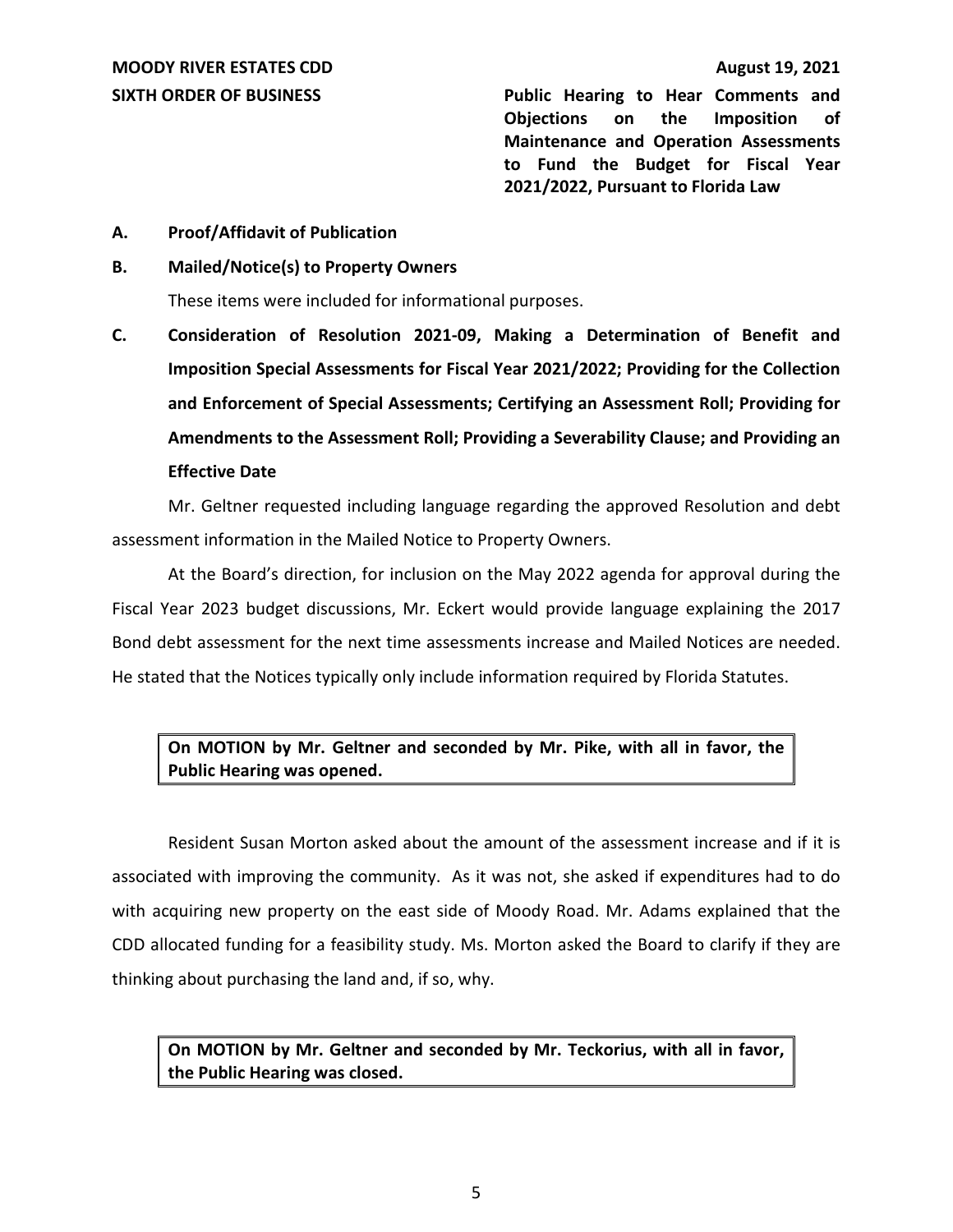**MOODY RIVER ESTATES CDD** **August 19, 2021**

**SIXTH ORDER OF BUSINESS** **Public Hearing to Hear Comments and Objections on the Imposition of Maintenance and Operation Assessments to Fund the Budget for Fiscal Year 2021/2022, Pursuant to Florida Law**

**A. Proof/Affidavit of Publication**

**B. Mailed/Notice(s) to Property Owners**

These items were included for informational purposes.

**C. Consideration of Resolution 2021-09, Making a Determination of Benefit and Imposition Special Assessments for Fiscal Year 2021/2022; Providing for the Collection and Enforcement of Special Assessments; Certifying an Assessment Roll; Providing for Amendments to the Assessment Roll; Providing a Severability Clause; and Providing an Effective Date**

Mr. Geltner requested including language regarding the approved Resolution and debt assessment information in the Mailed Notice to Property Owners.

At the Board's direction, for inclusion on the May 2022 agenda for approval during the Fiscal Year 2023 budget discussions, Mr. Eckert would provide language explaining the 2017 Bond debt assessment for the next time assessments increase and Mailed Notices are needed. He stated that the Notices typically only include information required by Florida Statutes.

> **On MOTION by Mr. Geltner and seconded by Mr. Pike, with all in favor, the Public Hearing was opened.**

Resident Susan Morton asked about the amount of the assessment increase and if it is associated with improving the community. As it was not, she asked if expenditures had to do with acquiring new property on the east side of Moody Road. Mr. Adams explained that the CDD allocated funding for a feasibility study. Ms. Morton asked the Board to clarify if they are thinking about purchasing the land and, if so, why.

> **On MOTION by Mr. Geltner and seconded by Mr. Teckorius, with all in favor, the Public Hearing was closed.**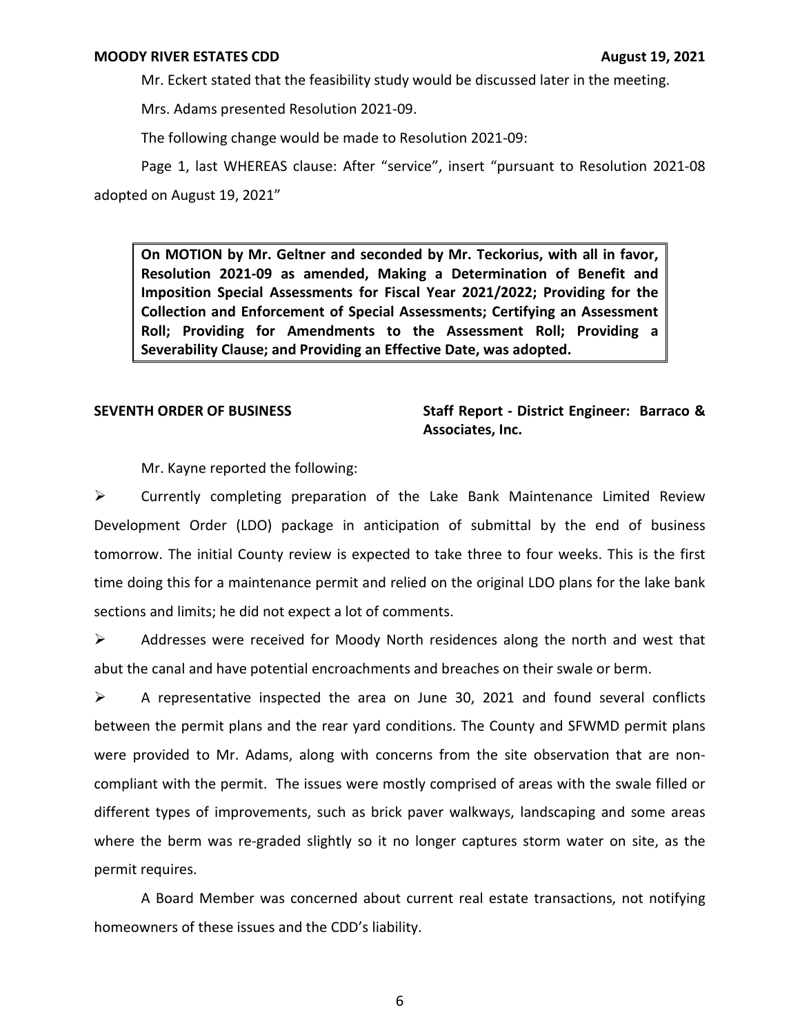Mr. Eckert stated that the feasibility study would be discussed later in the meeting.

Mrs. Adams presented Resolution 2021-09.

The following change would be made to Resolution 2021-09:

Page 1, last WHEREAS clause: After "service", insert "pursuant to Resolution 2021-08 adopted on August 19, 2021"

> **On MOTION by Mr. Geltner and seconded by Mr. Teckorius, with all in favor, Resolution 2021-09 as amended, Making a Determination of Benefit and Imposition Special Assessments for Fiscal Year 2021/2022; Providing for the Collection and Enforcement of Special Assessments; Certifying an Assessment Roll; Providing for Amendments to the Assessment Roll; Providing a Severability Clause; and Providing an Effective Date, was adopted.**

**SEVENTH ORDER OF BUSINESS** **Staff Report - District Engineer: Barraco & Associates, Inc.**

Mr. Kayne reported the following:

- Currently completing preparation of the Lake Bank Maintenance Limited Review Development Order (LDO) package in anticipation of submittal by the end of business tomorrow. The initial County review is expected to take three to four weeks. This is the first time doing this for a maintenance permit and relied on the original LDO plans for the lake bank sections and limits; he did not expect a lot of comments.
- Addresses were received for Moody North residences along the north and west that abut the canal and have potential encroachments and breaches on their swale or berm.
- A representative inspected the area on June 30, 2021 and found several conflicts between the permit plans and the rear yard conditions. The County and SFWMD permit plans were provided to Mr. Adams, along with concerns from the site observation that are non-compliant with the permit. The issues were mostly comprised of areas with the swale filled or different types of improvements, such as brick paver walkways, landscaping and some areas where the berm was re-graded slightly so it no longer captures storm water on site, as the permit requires.

A Board Member was concerned about current real estate transactions, not notifying homeowners of these issues and the CDD's liability.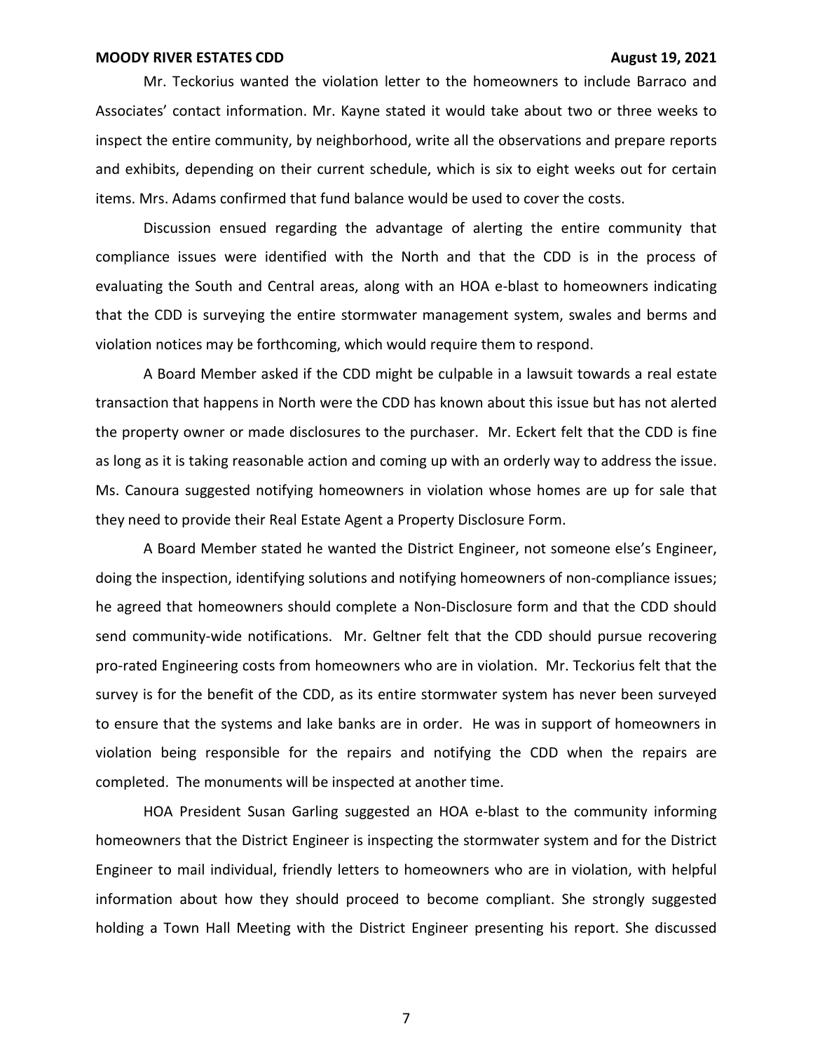Mr. Teckorius wanted the violation letter to the homeowners to include Barraco and Associates' contact information. Mr. Kayne stated it would take about two or three weeks to inspect the entire community, by neighborhood, write all the observations and prepare reports and exhibits, depending on their current schedule, which is six to eight weeks out for certain items. Mrs. Adams confirmed that fund balance would be used to cover the costs.

Discussion ensued regarding the advantage of alerting the entire community that compliance issues were identified with the North and that the CDD is in the process of evaluating the South and Central areas, along with an HOA e-blast to homeowners indicating that the CDD is surveying the entire stormwater management system, swales and berms and violation notices may be forthcoming, which would require them to respond.

A Board Member asked if the CDD might be culpable in a lawsuit towards a real estate transaction that happens in North were the CDD has known about this issue but has not alerted the property owner or made disclosures to the purchaser. Mr. Eckert felt that the CDD is fine as long as it is taking reasonable action and coming up with an orderly way to address the issue. Ms. Canoura suggested notifying homeowners in violation whose homes are up for sale that they need to provide their Real Estate Agent a Property Disclosure Form.

A Board Member stated he wanted the District Engineer, not someone else's Engineer, doing the inspection, identifying solutions and notifying homeowners of non-compliance issues; he agreed that homeowners should complete a Non-Disclosure form and that the CDD should send community-wide notifications. Mr. Geltner felt that the CDD should pursue recovering pro-rated Engineering costs from homeowners who are in violation. Mr. Teckorius felt that the survey is for the benefit of the CDD, as its entire stormwater system has never been surveyed to ensure that the systems and lake banks are in order. He was in support of homeowners in violation being responsible for the repairs and notifying the CDD when the repairs are completed. The monuments will be inspected at another time.

HOA President Susan Garling suggested an HOA e-blast to the community informing homeowners that the District Engineer is inspecting the stormwater system and for the District Engineer to mail individual, friendly letters to homeowners who are in violation, with helpful information about how they should proceed to become compliant. She strongly suggested holding a Town Hall Meeting with the District Engineer presenting his report. She discussed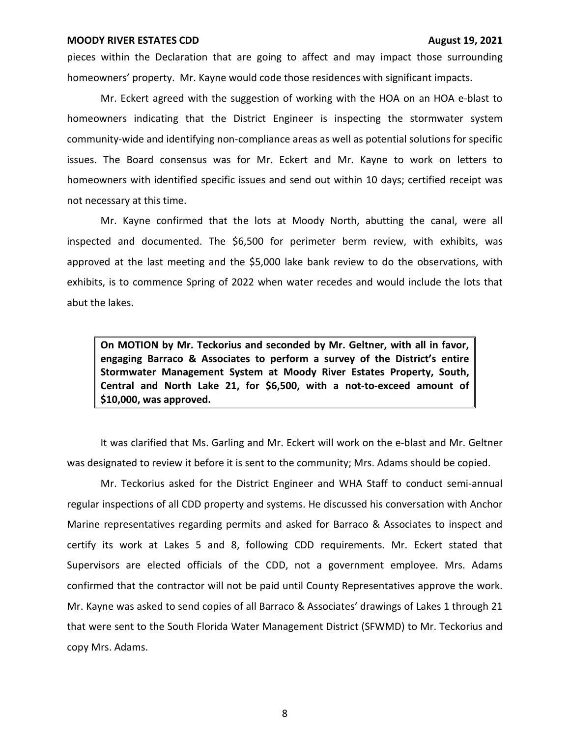pieces within the Declaration that are going to affect and may impact those surrounding homeowners' property. Mr. Kayne would code those residences with significant impacts.

Mr. Eckert agreed with the suggestion of working with the HOA on an HOA e-blast to homeowners indicating that the District Engineer is inspecting the stormwater system community-wide and identifying non-compliance areas as well as potential solutions for specific issues. The Board consensus was for Mr. Eckert and Mr. Kayne to work on letters to homeowners with identified specific issues and send out within 10 days; certified receipt was not necessary at this time.

Mr. Kayne confirmed that the lots at Moody North, abutting the canal, were all inspected and documented. The $6,500 for perimeter berm review, with exhibits, was approved at the last meeting and the $5,000 lake bank review to do the observations, with exhibits, is to commence Spring of 2022 when water recedes and would include the lots that abut the lakes.

> **On MOTION by Mr. Teckorius and seconded by Mr. Geltner, with all in favor, engaging Barraco & Associates to perform a survey of the District's entire Stormwater Management System at Moody River Estates Property, South, Central and North Lake 21, for $6,500, with a not-to-exceed amount of $10,000, was approved.**

It was clarified that Ms. Garling and Mr. Eckert will work on the e-blast and Mr. Geltner was designated to review it before it is sent to the community; Mrs. Adams should be copied.

Mr. Teckorius asked for the District Engineer and WHA Staff to conduct semi-annual regular inspections of all CDD property and systems. He discussed his conversation with Anchor Marine representatives regarding permits and asked for Barraco & Associates to inspect and certify its work at Lakes 5 and 8, following CDD requirements. Mr. Eckert stated that Supervisors are elected officials of the CDD, not a government employee. Mrs. Adams confirmed that the contractor will not be paid until County Representatives approve the work. Mr. Kayne was asked to send copies of all Barraco & Associates' drawings of Lakes 1 through 21 that were sent to the South Florida Water Management District (SFWMD) to Mr. Teckorius and copy Mrs. Adams.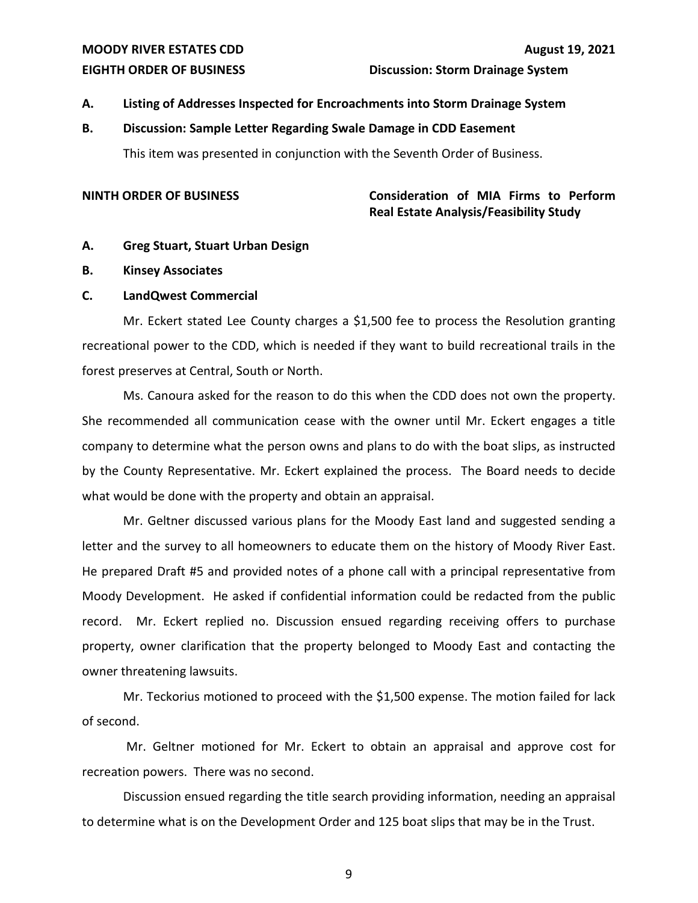**EIGHTH ORDER OF BUSINESS** **Discussion: Storm Drainage System**

**A. Listing of Addresses Inspected for Encroachments into Storm Drainage System**

**B. Discussion: Sample Letter Regarding Swale Damage in CDD Easement**

This item was presented in conjunction with the Seventh Order of Business.

**NINTH ORDER OF BUSINESS** **Consideration of MIA Firms to Perform Real Estate Analysis/Feasibility Study**

**A. Greg Stuart, Stuart Urban Design**

**B. Kinsey Associates**

**C. LandQwest Commercial**

Mr. Eckert stated Lee County charges a $1,500 fee to process the Resolution granting recreational power to the CDD, which is needed if they want to build recreational trails in the forest preserves at Central, South or North.

Ms. Canoura asked for the reason to do this when the CDD does not own the property. She recommended all communication cease with the owner until Mr. Eckert engages a title company to determine what the person owns and plans to do with the boat slips, as instructed by the County Representative. Mr. Eckert explained the process. The Board needs to decide what would be done with the property and obtain an appraisal.

Mr. Geltner discussed various plans for the Moody East land and suggested sending a letter and the survey to all homeowners to educate them on the history of Moody River East. He prepared Draft #5 and provided notes of a phone call with a principal representative from Moody Development. He asked if confidential information could be redacted from the public record. Mr. Eckert replied no. Discussion ensued regarding receiving offers to purchase property, owner clarification that the property belonged to Moody East and contacting the owner threatening lawsuits.

Mr. Teckorius motioned to proceed with the $1,500 expense. The motion failed for lack of second.

Mr. Geltner motioned for Mr. Eckert to obtain an appraisal and approve cost for recreation powers. There was no second.

Discussion ensued regarding the title search providing information, needing an appraisal to determine what is on the Development Order and 125 boat slips that may be in the Trust.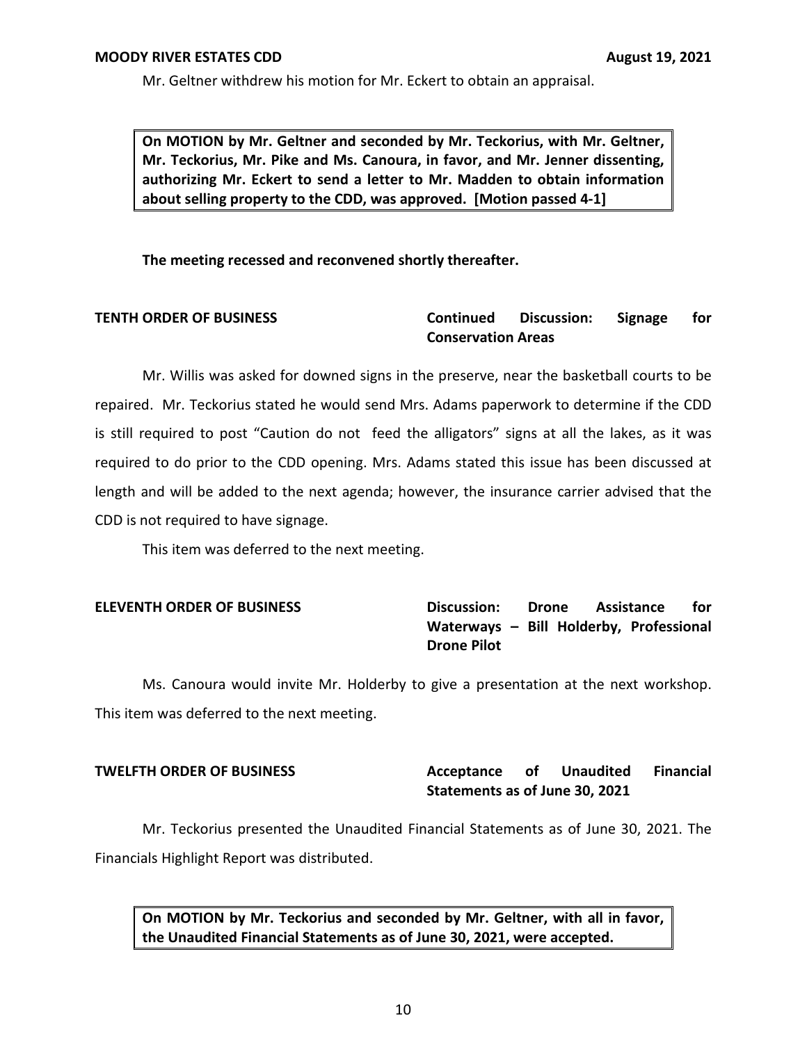Mr. Geltner withdrew his motion for Mr. Eckert to obtain an appraisal.

**On MOTION by Mr. Geltner and seconded by Mr. Teckorius, with Mr. Geltner, Mr. Teckorius, Mr. Pike and Ms. Canoura, in favor, and Mr. Jenner dissenting, authorizing Mr. Eckert to send a letter to Mr. Madden to obtain information about selling property to the CDD, was approved. [Motion passed 4-1]**

**The meeting recessed and reconvened shortly thereafter.**

**TENTH ORDER OF BUSINESS — Continued Discussion: Signage for Conservation Areas**

Mr. Willis was asked for downed signs in the preserve, near the basketball courts to be repaired. Mr. Teckorius stated he would send Mrs. Adams paperwork to determine if the CDD is still required to post "Caution do not feed the alligators" signs at all the lakes, as it was required to do prior to the CDD opening. Mrs. Adams stated this issue has been discussed at length and will be added to the next agenda; however, the insurance carrier advised that the CDD is not required to have signage.

This item was deferred to the next meeting.

**ELEVENTH ORDER OF BUSINESS — Discussion: Drone Assistance for Waterways – Bill Holderby, Professional Drone Pilot**

Ms. Canoura would invite Mr. Holderby to give a presentation at the next workshop. This item was deferred to the next meeting.

**TWELFTH ORDER OF BUSINESS — Acceptance of Unaudited Financial Statements as of June 30, 2021**

Mr. Teckorius presented the Unaudited Financial Statements as of June 30, 2021. The Financials Highlight Report was distributed.

**On MOTION by Mr. Teckorius and seconded by Mr. Geltner, with all in favor, the Unaudited Financial Statements as of June 30, 2021, were accepted.**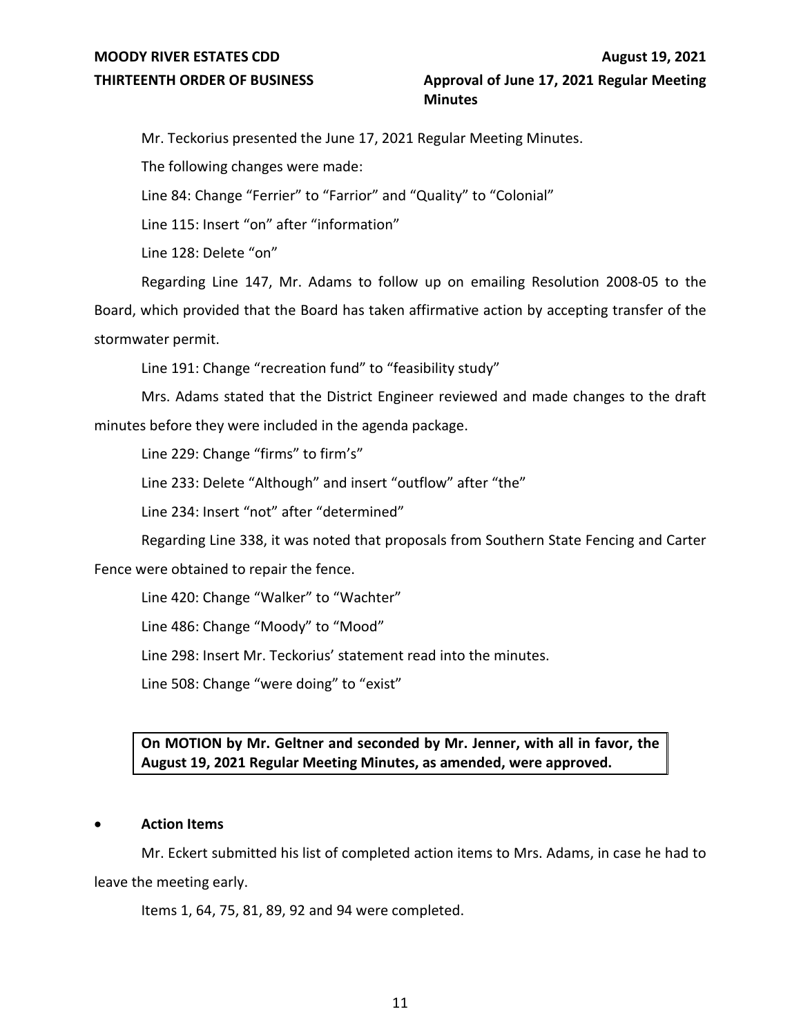**THIRTEENTH ORDER OF BUSINESS** **Approval of June 17, 2021 Regular Meeting Minutes**

Mr. Teckorius presented the June 17, 2021 Regular Meeting Minutes.

The following changes were made:

Line 84: Change "Ferrier" to "Farrior" and "Quality" to "Colonial"

Line 115: Insert "on" after "information"

Line 128: Delete "on"

Regarding Line 147, Mr. Adams to follow up on emailing Resolution 2008-05 to the Board, which provided that the Board has taken affirmative action by accepting transfer of the stormwater permit.

Line 191: Change "recreation fund" to "feasibility study"

Mrs. Adams stated that the District Engineer reviewed and made changes to the draft minutes before they were included in the agenda package.

Line 229: Change "firms" to firm's"

Line 233: Delete "Although" and insert "outflow" after "the"

Line 234: Insert "not" after "determined"

Regarding Line 338, it was noted that proposals from Southern State Fencing and Carter Fence were obtained to repair the fence.

Line 420: Change "Walker" to "Wachter"

Line 486: Change "Moody" to "Mood"

Line 298: Insert Mr. Teckorius' statement read into the minutes.

Line 508: Change "were doing" to "exist"

**On MOTION by Mr. Geltner and seconded by Mr. Jenner, with all in favor, the August 19, 2021 Regular Meeting Minutes, as amended, were approved.**

- **Action Items**

Mr. Eckert submitted his list of completed action items to Mrs. Adams, in case he had to leave the meeting early.

Items 1, 64, 75, 81, 89, 92 and 94 were completed.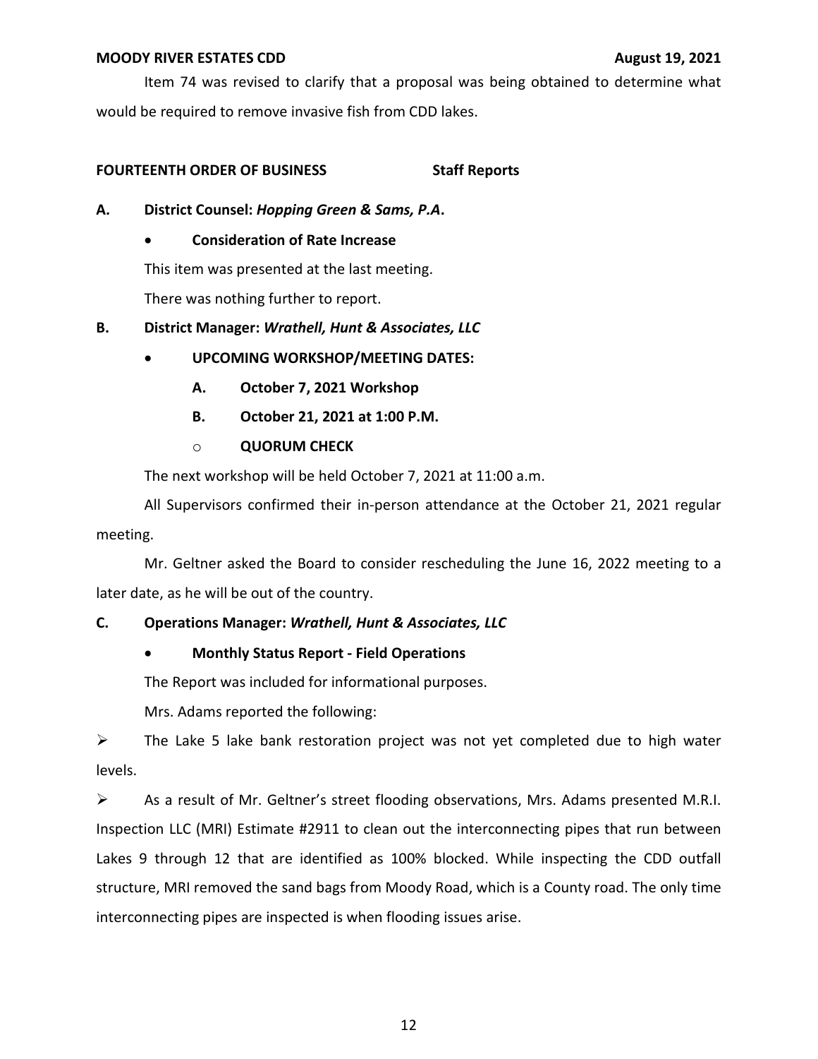Item 74 was revised to clarify that a proposal was being obtained to determine what would be required to remove invasive fish from CDD lakes.

**FOURTEENTH ORDER OF BUSINESS　　　　Staff Reports**

**A. District Counsel: *Hopping Green & Sams, P.A*.**

- **Consideration of Rate Increase**

This item was presented at the last meeting.

There was nothing further to report.

**B. District Manager: *Wrathell, Hunt & Associates, LLC***

- **UPCOMING WORKSHOP/MEETING DATES:**
  - **A. October 7, 2021 Workshop**
  - **B. October 21, 2021 at 1:00 P.M.**
    - **QUORUM CHECK**

The next workshop will be held October 7, 2021 at 11:00 a.m.

All Supervisors confirmed their in-person attendance at the October 21, 2021 regular meeting.

Mr. Geltner asked the Board to consider rescheduling the June 16, 2022 meeting to a later date, as he will be out of the country.

**C. Operations Manager: *Wrathell, Hunt & Associates, LLC***

- **Monthly Status Report - Field Operations**

The Report was included for informational purposes.

Mrs. Adams reported the following:

- The Lake 5 lake bank restoration project was not yet completed due to high water levels.
- As a result of Mr. Geltner's street flooding observations, Mrs. Adams presented M.R.I. Inspection LLC (MRI) Estimate #2911 to clean out the interconnecting pipes that run between Lakes 9 through 12 that are identified as 100% blocked. While inspecting the CDD outfall structure, MRI removed the sand bags from Moody Road, which is a County road. The only time interconnecting pipes are inspected is when flooding issues arise.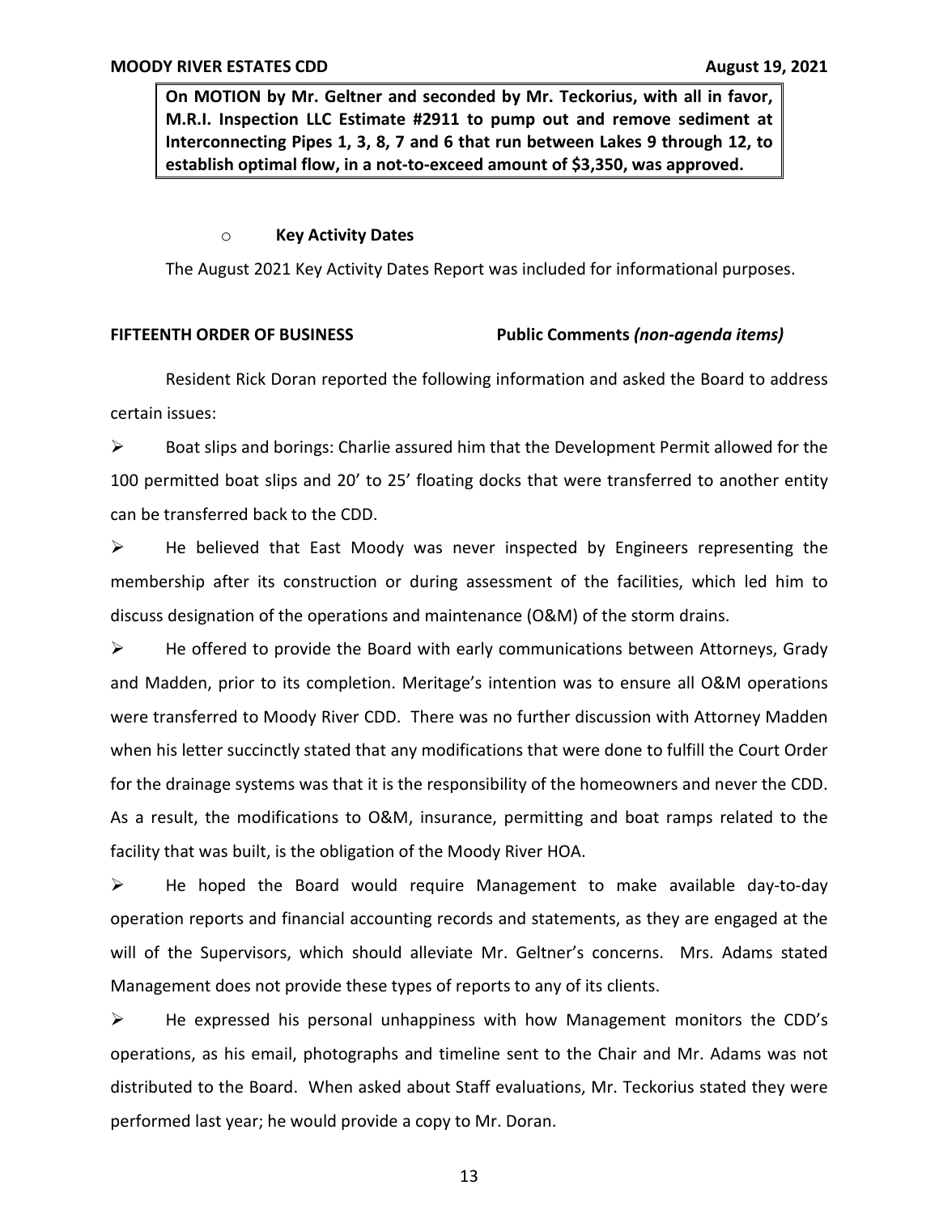**On MOTION by Mr. Geltner and seconded by Mr. Teckorius, with all in favor, M.R.I. Inspection LLC Estimate #2911 to pump out and remove sediment at Interconnecting Pipes 1, 3, 8, 7 and 6 that run between Lakes 9 through 12, to establish optimal flow, in a not-to-exceed amount of $3,350, was approved.**

- **Key Activity Dates**

The August 2021 Key Activity Dates Report was included for informational purposes.

**FIFTEENTH ORDER OF BUSINESS** **Public Comments *(non-agenda items)***

Resident Rick Doran reported the following information and asked the Board to address certain issues:

- Boat slips and borings: Charlie assured him that the Development Permit allowed for the 100 permitted boat slips and 20' to 25' floating docks that were transferred to another entity can be transferred back to the CDD.
- He believed that East Moody was never inspected by Engineers representing the membership after its construction or during assessment of the facilities, which led him to discuss designation of the operations and maintenance (O&M) of the storm drains.
- He offered to provide the Board with early communications between Attorneys, Grady and Madden, prior to its completion. Meritage's intention was to ensure all O&M operations were transferred to Moody River CDD. There was no further discussion with Attorney Madden when his letter succinctly stated that any modifications that were done to fulfill the Court Order for the drainage systems was that it is the responsibility of the homeowners and never the CDD. As a result, the modifications to O&M, insurance, permitting and boat ramps related to the facility that was built, is the obligation of the Moody River HOA.
- He hoped the Board would require Management to make available day-to-day operation reports and financial accounting records and statements, as they are engaged at the will of the Supervisors, which should alleviate Mr. Geltner's concerns. Mrs. Adams stated Management does not provide these types of reports to any of its clients.
- He expressed his personal unhappiness with how Management monitors the CDD's operations, as his email, photographs and timeline sent to the Chair and Mr. Adams was not distributed to the Board. When asked about Staff evaluations, Mr. Teckorius stated they were performed last year; he would provide a copy to Mr. Doran.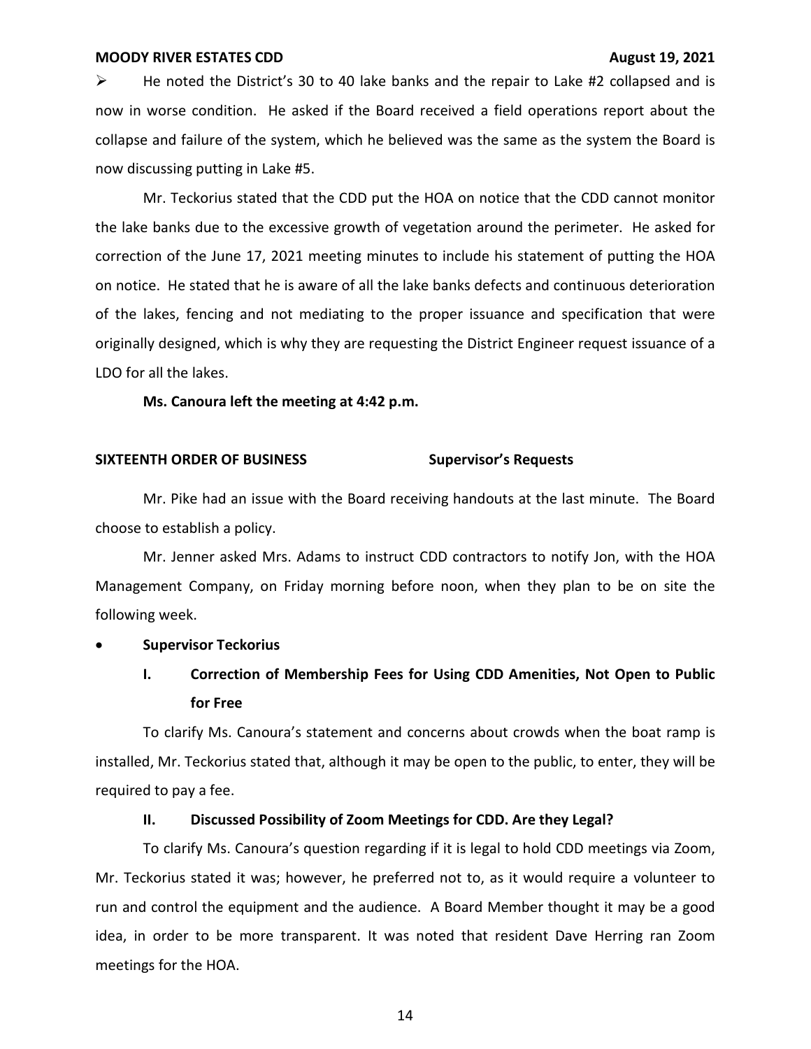➢ He noted the District's 30 to 40 lake banks and the repair to Lake #2 collapsed and is now in worse condition. He asked if the Board received a field operations report about the collapse and failure of the system, which he believed was the same as the system the Board is now discussing putting in Lake #5.

Mr. Teckorius stated that the CDD put the HOA on notice that the CDD cannot monitor the lake banks due to the excessive growth of vegetation around the perimeter. He asked for correction of the June 17, 2021 meeting minutes to include his statement of putting the HOA on notice. He stated that he is aware of all the lake banks defects and continuous deterioration of the lakes, fencing and not mediating to the proper issuance and specification that were originally designed, which is why they are requesting the District Engineer request issuance of a LDO for all the lakes.

**Ms. Canoura left the meeting at 4:42 p.m.**

**SIXTEENTH ORDER OF BUSINESS** **Supervisor's Requests**

Mr. Pike had an issue with the Board receiving handouts at the last minute. The Board choose to establish a policy.

Mr. Jenner asked Mrs. Adams to instruct CDD contractors to notify Jon, with the HOA Management Company, on Friday morning before noon, when they plan to be on site the following week.

- **Supervisor Teckorius**

  **I. Correction of Membership Fees for Using CDD Amenities, Not Open to Public for Free**

To clarify Ms. Canoura's statement and concerns about crowds when the boat ramp is installed, Mr. Teckorius stated that, although it may be open to the public, to enter, they will be required to pay a fee.

  **II. Discussed Possibility of Zoom Meetings for CDD. Are they Legal?**

To clarify Ms. Canoura's question regarding if it is legal to hold CDD meetings via Zoom, Mr. Teckorius stated it was; however, he preferred not to, as it would require a volunteer to run and control the equipment and the audience. A Board Member thought it may be a good idea, in order to be more transparent. It was noted that resident Dave Herring ran Zoom meetings for the HOA.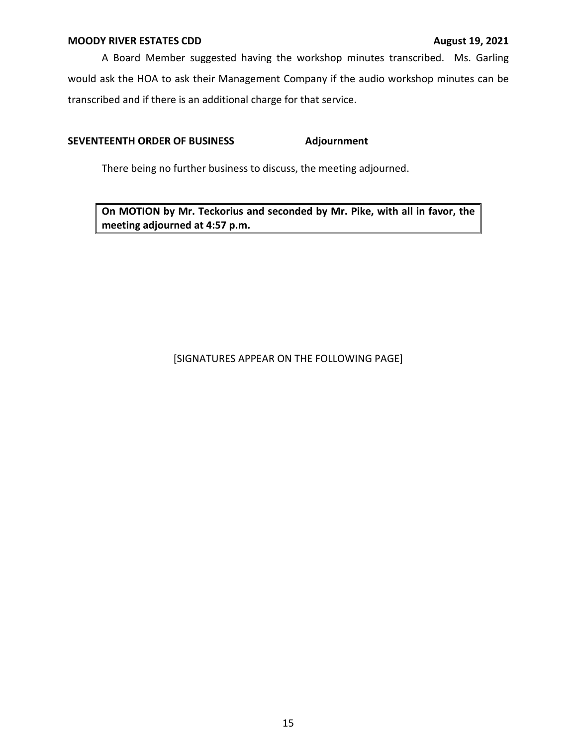A Board Member suggested having the workshop minutes transcribed. Ms. Garling would ask the HOA to ask their Management Company if the audio workshop minutes can be transcribed and if there is an additional charge for that service.

**SEVENTEENTH ORDER OF BUSINESS** **Adjournment**

There being no further business to discuss, the meeting adjourned.

| **On MOTION by Mr. Teckorius and seconded by Mr. Pike, with all in favor, the meeting adjourned at 4:57 p.m.** |
|---|

[SIGNATURES APPEAR ON THE FOLLOWING PAGE]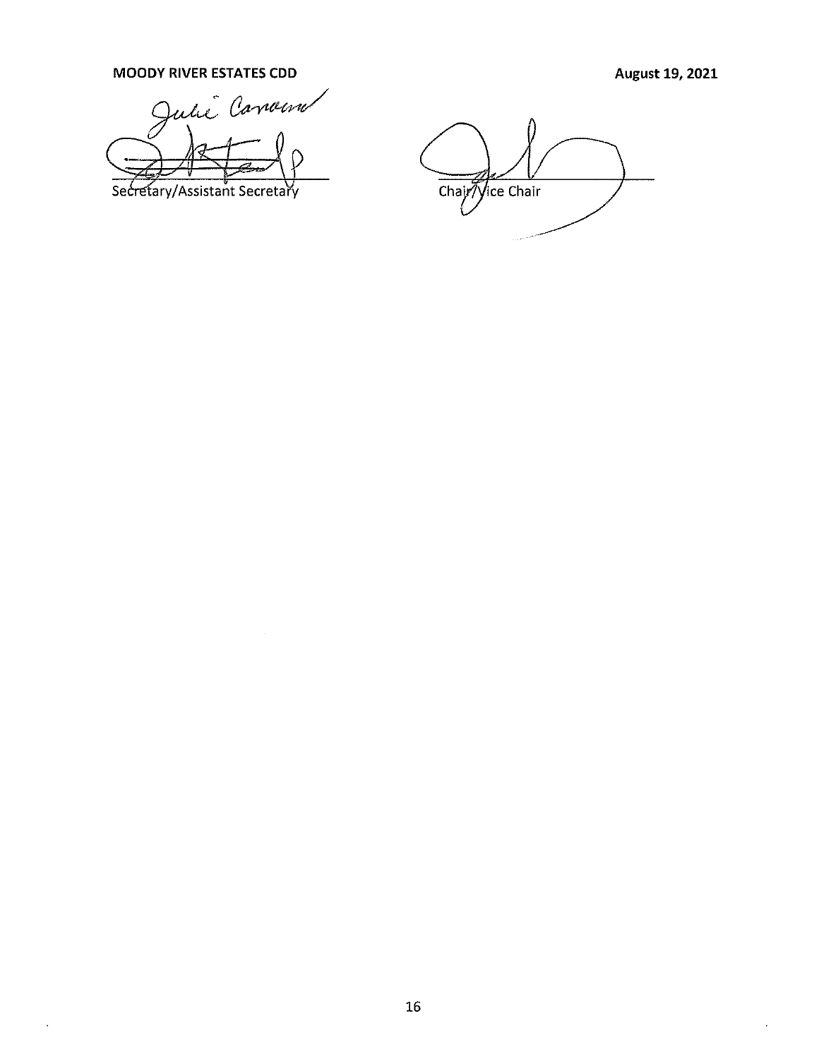**MOODY RIVER ESTATES CDD** **August 19, 2021**

Julie Canonne

\_\_\_\_\_\_\_\_\_\_\_\_\_\_\_\_\_\_\_\_\_\_\_\_\_\_\_\_\_\_\_\_
Secretary/Assistant Secretary

\_\_\_\_\_\_\_\_\_\_\_\_\_\_\_\_\_\_\_\_\_\_\_\_\_\_\_\_\_\_\_\_
Chair/Vice Chair